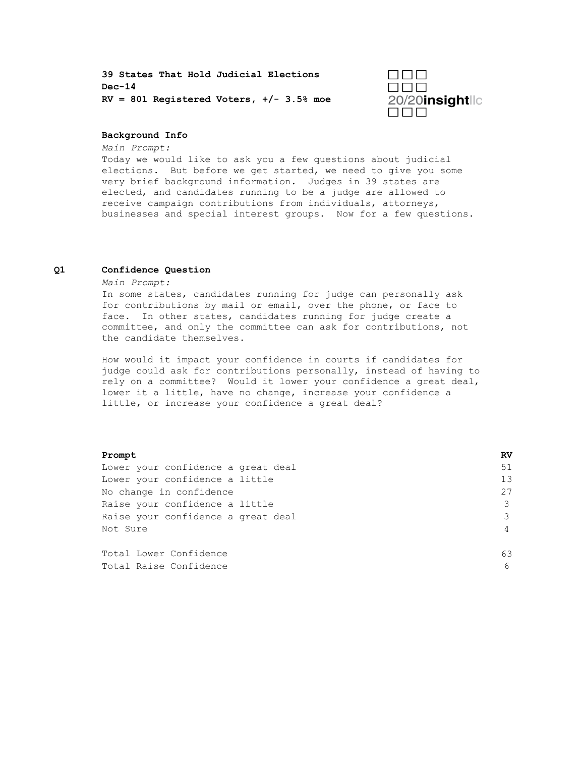**39 States That Hold Judicial Elections**
**Dec-14**
**RV = 801 Registered Voters, +/- 3.5% moe**

20/20**insight**llc

**Background Info**

*Main Prompt:*

Today we would like to ask you a few questions about judicial elections. But before we get started, we need to give you some very brief background information. Judges in 39 states are elected, and candidates running to be a judge are allowed to receive campaign contributions from individuals, attorneys, businesses and special interest groups. Now for a few questions.

**Q1 Confidence Question**

*Main Prompt:*

In some states, candidates running for judge can personally ask for contributions by mail or email, over the phone, or face to face. In other states, candidates running for judge create a committee, and only the committee can ask for contributions, not the candidate themselves.

How would it impact your confidence in courts if candidates for judge could ask for contributions personally, instead of having to rely on a committee? Would it lower your confidence a great deal, lower it a little, have no change, increase your confidence a little, or increase your confidence a great deal?

| **Prompt** | **RV** |
|---|---|
| Lower your confidence a great deal | 51 |
| Lower your confidence a little | 13 |
| No change in confidence | 27 |
| Raise your confidence a little | 3 |
| Raise your confidence a great deal | 3 |
| Not Sure | 4 |
| | |
| Total Lower Confidence | 63 |
| Total Raise Confidence | 6 |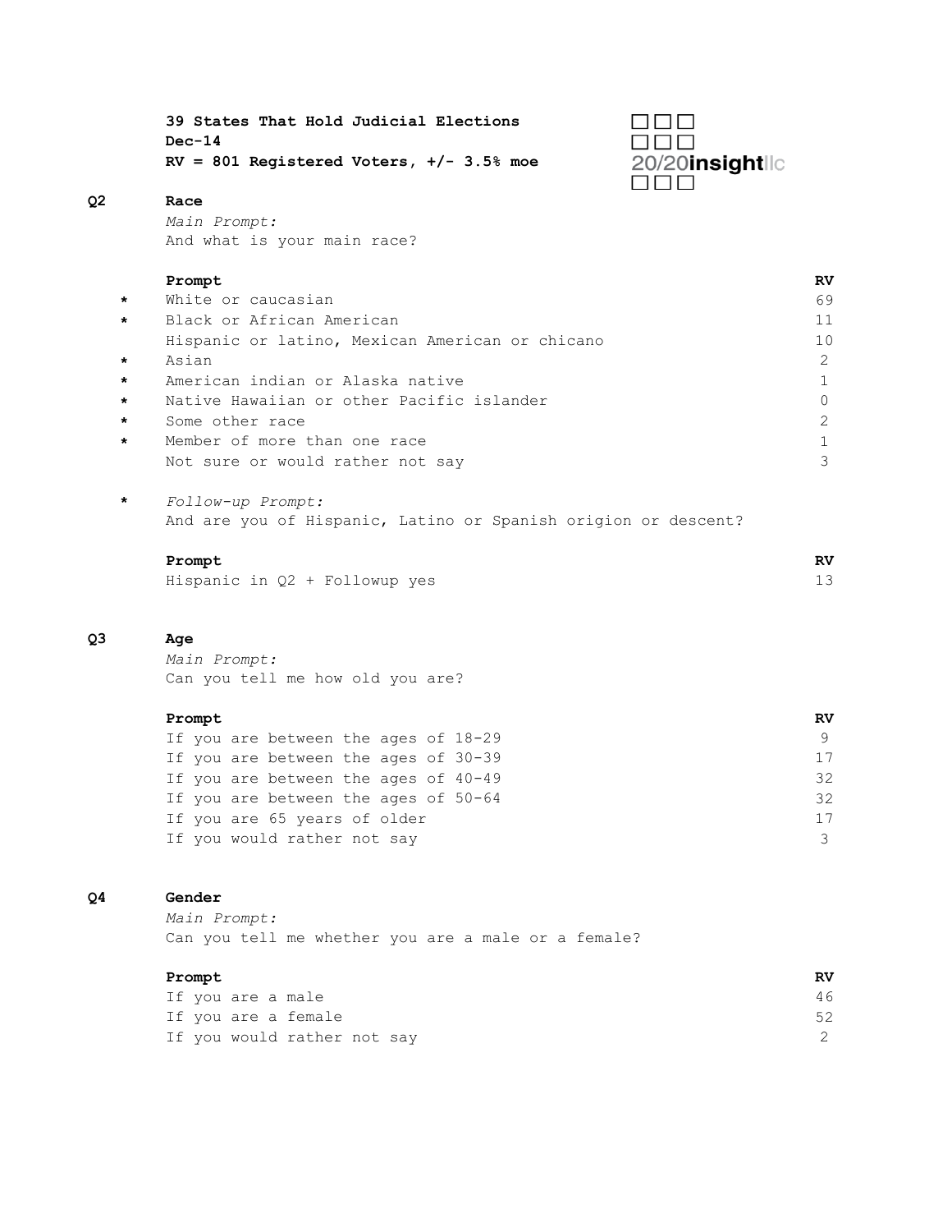**39 States That Hold Judicial Elections**
**Dec-14**
**RV = 801 Registered Voters, +/- 3.5% moe**

20/20insightllc

## Q2 Race

*Main Prompt:*
And what is your main race?

| | Prompt | RV |
|---|---|---|
| * | White or caucasian | 69 |
| * | Black or African American | 11 |
| | Hispanic or latino, Mexican American or chicano | 10 |
| * | Asian | 2 |
| * | American indian or Alaska native | 1 |
| * | Native Hawaiian or other Pacific islander | 0 |
| * | Some other race | 2 |
| * | Member of more than one race | 1 |
| | Not sure or would rather not say | 3 |

\* *Follow-up Prompt:*
And are you of Hispanic, Latino or Spanish origion or descent?

| Prompt | RV |
|---|---|
| Hispanic in Q2 + Followup yes | 13 |

## Q3 Age

*Main Prompt:*
Can you tell me how old you are?

| Prompt | RV |
|---|---|
| If you are between the ages of 18-29 | 9 |
| If you are between the ages of 30-39 | 17 |
| If you are between the ages of 40-49 | 32 |
| If you are between the ages of 50-64 | 32 |
| If you are 65 years of older | 17 |
| If you would rather not say | 3 |

## Q4 Gender

*Main Prompt:*
Can you tell me whether you are a male or a female?

| Prompt | RV |
|---|---|
| If you are a male | 46 |
| If you are a female | 52 |
| If you would rather not say | 2 |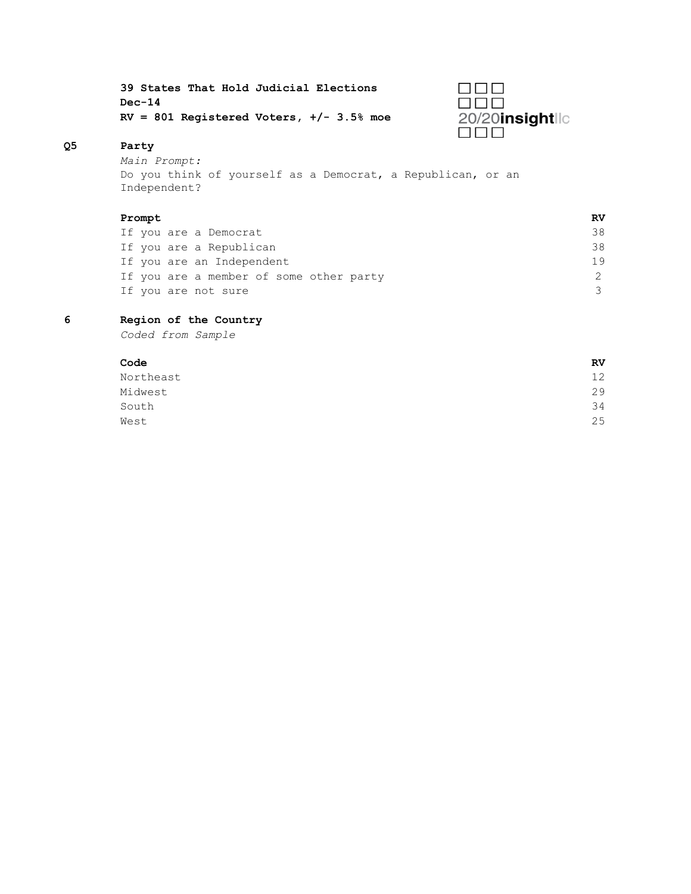**39 States That Hold Judicial Elections**
**Dec-14**
**RV = 801 Registered Voters, +/- 3.5% moe**

20/20insightllc

## Q5 Party

*Main Prompt:*
Do you think of yourself as a Democrat, a Republican, or an Independent?

| Prompt | RV |
| --- | --- |
| If you are a Democrat | 38 |
| If you are a Republican | 38 |
| If you are an Independent | 19 |
| If you are a member of some other party | 2 |
| If you are not sure | 3 |

## 6 Region of the Country

*Coded from Sample*

| Code | RV |
| --- | --- |
| Northeast | 12 |
| Midwest | 29 |
| South | 34 |
| West | 25 |